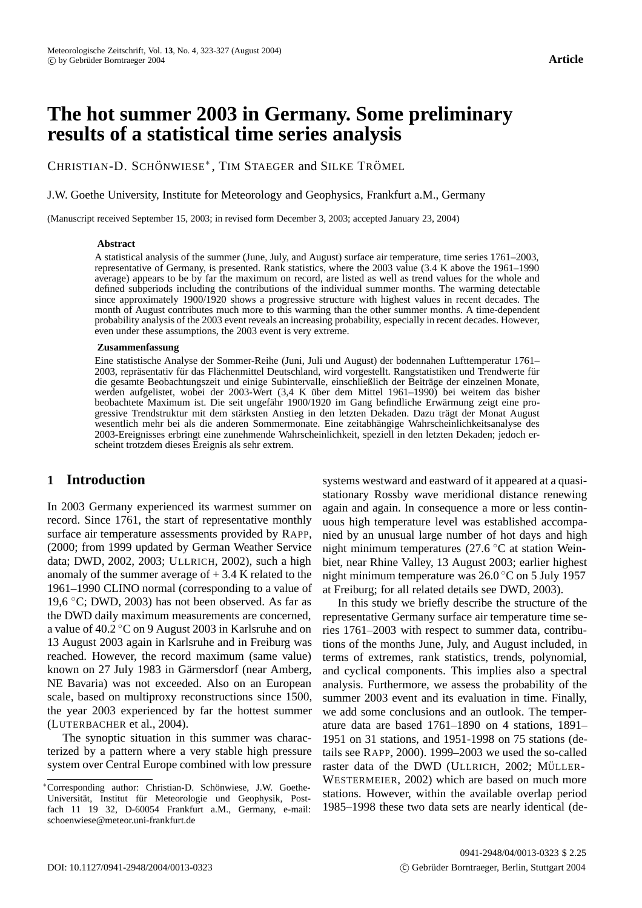Article

# The hot summer 2003 in Germany. Some preliminary results of a statistical time series analysis

Christian-D. Schönwiese*, Tim Staeger and Silke Trömel

J.W. Goethe University, Institute for Meteorology and Geophysics, Frankfurt a.M., Germany

(Manuscript received September 15, 2003; in revised form December 3, 2003; accepted January 23, 2004)

### Abstract

A statistical analysis of the summer (June, July, and August) surface air temperature, time series 1761–2003, representative of Germany, is presented. Rank statistics, where the 2003 value (3.4 K above the 1961–1990 average) appears to be by far the maximum on record, are listed as well as trend values for the whole and defined subperiods including the contributions of the individual summer months. The warming detectable since approximately 1900/1920 shows a progressive structure with highest values in recent decades. The month of August contributes much more to this warming than the other summer months. A time-dependent probability analysis of the 2003 event reveals an increasing probability, especially in recent decades. However, even under these assumptions, the 2003 event is very extreme.

### Zusammenfassung

Eine statistische Analyse der Sommer-Reihe (Juni, Juli und August) der bodennahen Lufttemperatur 1761–2003, repräsentativ für das Flächenmittel Deutschland, wird vorgestellt. Rangstatistiken und Trendwerte für die gesamte Beobachtungszeit und einige Subintervalle, einschließlich der Beiträge der einzelnen Monate, werden aufgelistet, wobei der 2003-Wert (3,4 K über dem Mittel 1961–1990) bei weitem das bisher beobachtete Maximum ist. Die seit ungefähr 1900/1920 im Gang befindliche Erwärmung zeigt eine progressive Trendstruktur mit dem stärksten Anstieg in den letzten Dekaden. Dazu trägt der Monat August wesentlich mehr bei als die anderen Sommermonate. Eine zeitabhängige Wahrscheinlichkeitsanalyse des 2003-Ereignisses erbringt eine zunehmende Wahrscheinlichkeit, speziell in den letzten Dekaden; jedoch erscheint trotzdem dieses Ereignis als sehr extrem.

## 1 Introduction

In 2003 Germany experienced its warmest summer on record. Since 1761, the start of representative monthly surface air temperature assessments provided by Rapp, (2000; from 1999 updated by German Weather Service data; DWD, 2002, 2003; Ullrich, 2002), such a high anomaly of the summer average of + 3.4 K related to the 1961–1990 CLINO normal (corresponding to a value of 19,6 °C; DWD, 2003) has not been observed. As far as the DWD daily maximum measurements are concerned, a value of 40.2 °C on 9 August 2003 in Karlsruhe and on 13 August 2003 again in Karlsruhe and in Freiburg was reached. However, the record maximum (same value) known on 27 July 1983 in Gärmersdorf (near Amberg, NE Bavaria) was not exceeded. Also on an European scale, based on multiproxy reconstructions since 1500, the year 2003 experienced by far the hottest summer (Luterbacher et al., 2004).

The synoptic situation in this summer was characterized by a pattern where a very stable high pressure system over Central Europe combined with low pressure systems westward and eastward of it appeared at a quasi-stationary Rossby wave meridional distance renewing again and again. In consequence a more or less continuous high temperature level was established accompanied by an unusual large number of hot days and high night minimum temperatures (27.6 °C at station Weinbiet, near Rhine Valley, 13 August 2003; earlier highest night minimum temperature was 26.0 °C on 5 July 1957 at Freiburg; for all related details see DWD, 2003).

In this study we briefly describe the structure of the representative Germany surface air temperature time series 1761–2003 with respect to summer data, contributions of the months June, July, and August included, in terms of extremes, rank statistics, trends, polynomial, and cyclical components. This implies also a spectral analysis. Furthermore, we assess the probability of the summer 2003 event and its evaluation in time. Finally, we add some conclusions and an outlook. The temperature data are based 1761–1890 on 4 stations, 1891–1951 on 31 stations, and 1951-1998 on 75 stations (details see Rapp, 2000). 1999–2003 we used the so-called raster data of the DWD (Ullrich, 2002; Müller-Westermeier, 2002) which are based on much more stations. However, within the available overlap period 1985–1998 these two data sets are nearly identical (de-

*Corresponding author: Christian-D. Schönwiese, J.W. Goethe-Universität, Institut für Meteorologie und Geophysik, Postfach 11 19 32, D-60054 Frankfurt a.M., Germany, e-mail: schoenwiese@meteor.uni-frankfurt.de

DOI: 10.1127/0941-2948/2004/0013-0323

0941-2948/04/0013-0323 $ 2.25
© Gebrüder Borntraeger, Berlin, Stuttgart 2004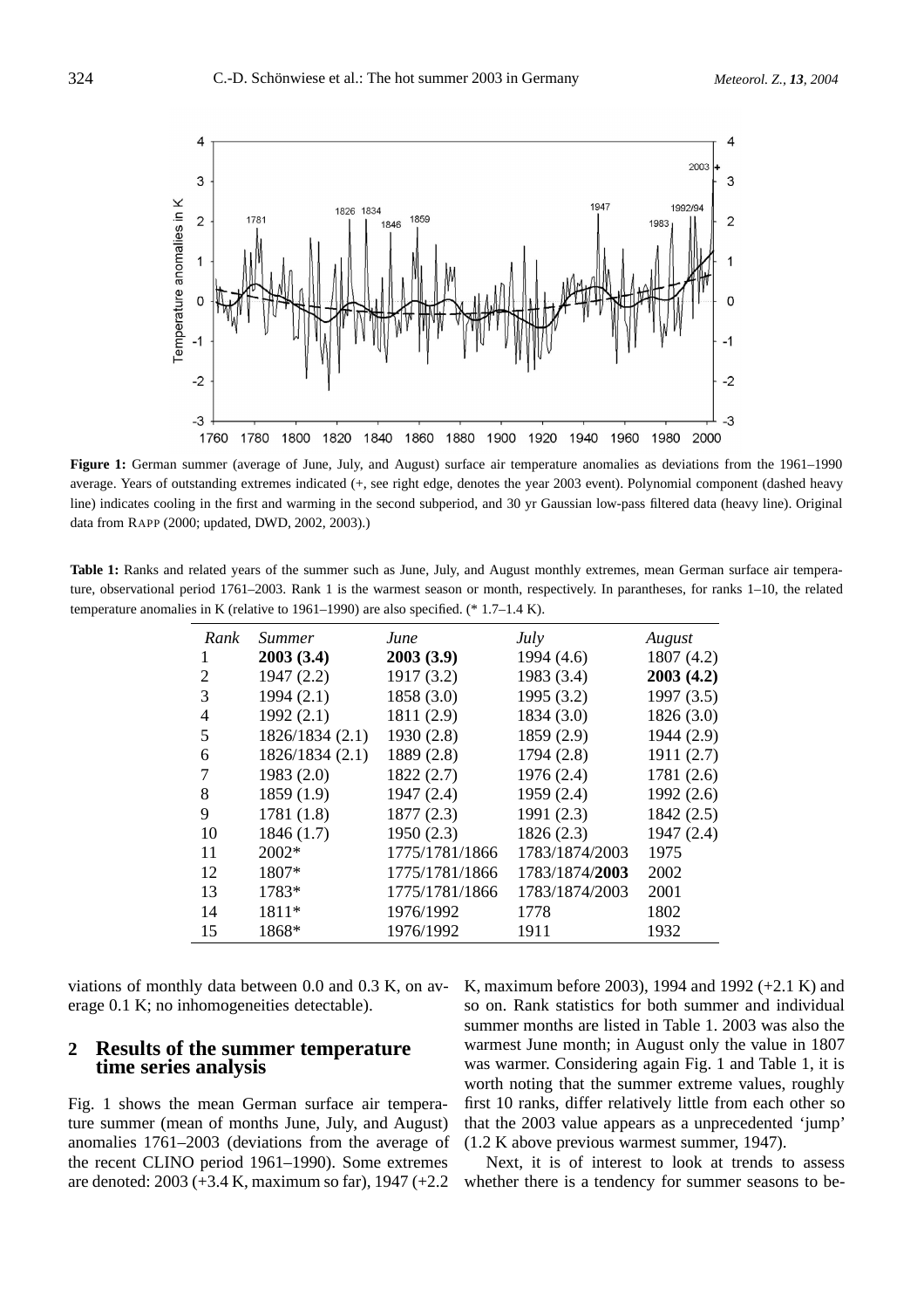**Figure 1:** German summer (average of June, July, and August) surface air temperature anomalies as deviations from the 1961–1990 average. Years of outstanding extremes indicated (+, see right edge, denotes the year 2003 event). Polynomial component (dashed heavy line) indicates cooling in the first and warming in the second subperiod, and 30 yr Gaussian low-pass filtered data (heavy line). Original data from RAPP (2000; updated, DWD, 2002, 2003).)

**Table 1:** Ranks and related years of the summer such as June, July, and August monthly extremes, mean German surface air temperature, observational period 1761–2003. Rank 1 is the warmest season or month, respectively. In parantheses, for ranks 1–10, the related temperature anomalies in K (relative to 1961–1990) are also specified. (* 1.7–1.4 K).

| *Rank* | *Summer* | *June* | *July* | *August* |
|---|---|---|---|---|
| 1 | **2003 (3.4)** | **2003 (3.9)** | 1994 (4.6) | 1807 (4.2) |
| 2 | 1947 (2.2) | 1917 (3.2) | 1983 (3.4) | **2003 (4.2)** |
| 3 | 1994 (2.1) | 1858 (3.0) | 1995 (3.2) | 1997 (3.5) |
| 4 | 1992 (2.1) | 1811 (2.9) | 1834 (3.0) | 1826 (3.0) |
| 5 | 1826/1834 (2.1) | 1930 (2.8) | 1859 (2.9) | 1944 (2.9) |
| 6 | 1826/1834 (2.1) | 1889 (2.8) | 1794 (2.8) | 1911 (2.7) |
| 7 | 1983 (2.0) | 1822 (2.7) | 1976 (2.4) | 1781 (2.6) |
| 8 | 1859 (1.9) | 1947 (2.4) | 1959 (2.4) | 1992 (2.6) |
| 9 | 1781 (1.8) | 1877 (2.3) | 1991 (2.3) | 1842 (2.5) |
| 10 | 1846 (1.7) | 1950 (2.3) | 1826 (2.3) | 1947 (2.4) |
| 11 | 2002* | 1775/1781/1866 | 1783/1874/2003 | 1975 |
| 12 | 1807* | 1775/1781/1866 | 1783/1874/**2003** | 2002 |
| 13 | 1783* | 1775/1781/1866 | 1783/1874/2003 | 2001 |
| 14 | 1811* | 1976/1992 | 1778 | 1802 |
| 15 | 1868* | 1976/1992 | 1911 | 1932 |

viations of monthly data between 0.0 and 0.3 K, on average 0.1 K; no inhomogeneities detectable).

## 2 Results of the summer temperature time series analysis

Fig. 1 shows the mean German surface air temperature summer (mean of months June, July, and August) anomalies 1761–2003 (deviations from the average of the recent CLINO period 1961–1990). Some extremes are denoted: 2003 (+3.4 K, maximum so far), 1947 (+2.2 K, maximum before 2003), 1994 and 1992 (+2.1 K) and so on. Rank statistics for both summer and individual summer months are listed in Table 1. 2003 was also the warmest June month; in August only the value in 1807 was warmer. Considering again Fig. 1 and Table 1, it is worth noting that the summer extreme values, roughly first 10 ranks, differ relatively little from each other so that the 2003 value appears as a unprecedented 'jump' (1.2 K above previous warmest summer, 1947).

Next, it is of interest to look at trends to assess whether there is a tendency for summer seasons to be-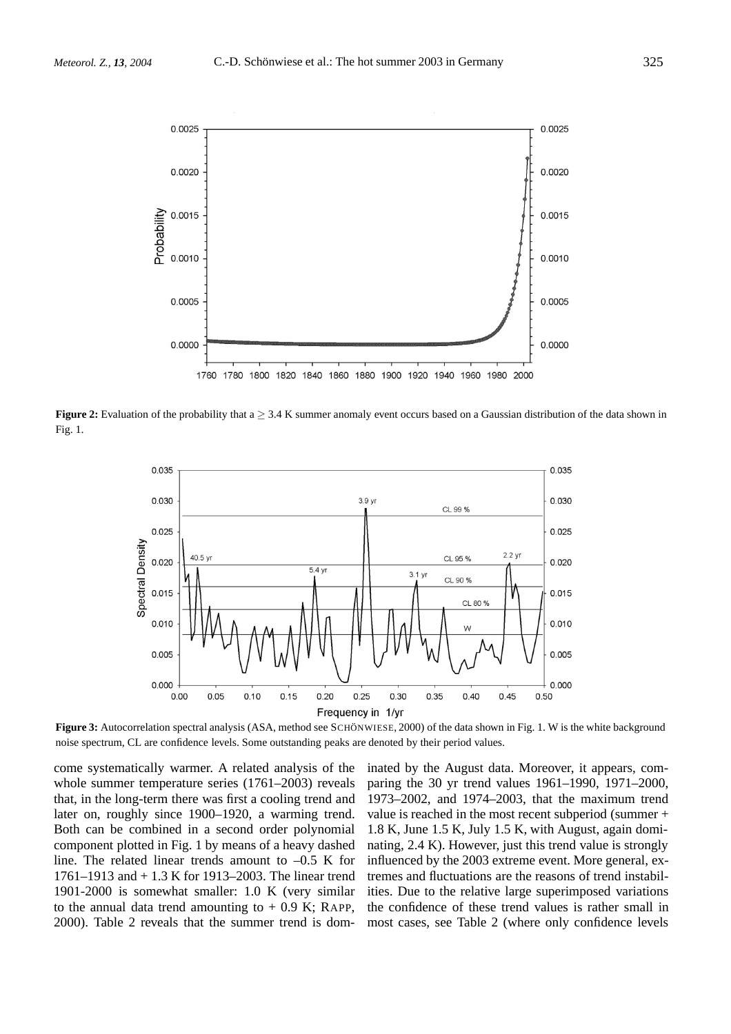Figure 2: Evaluation of the probability that a $\geq$ 3.4 K summer anomaly event occurs based on a Gaussian distribution of the data shown in Fig. 1.

Figure 3: Autocorrelation spectral analysis (ASA, method see SCHÖNWIESE, 2000) of the data shown in Fig. 1. W is the white background noise spectrum, CL are confidence levels. Some outstanding peaks are denoted by their period values.

come systematically warmer. A related analysis of the whole summer temperature series (1761–2003) reveals that, in the long-term there was first a cooling trend and later on, roughly since 1900–1920, a warming trend. Both can be combined in a second order polynomial component plotted in Fig. 1 by means of a heavy dashed line. The related linear trends amount to –0.5 K for 1761–1913 and + 1.3 K for 1913–2003. The linear trend 1901-2000 is somewhat smaller: 1.0 K (very similar to the annual data trend amounting to + 0.9 K; RAPP, 2000). Table 2 reveals that the summer trend is dominated by the August data. Moreover, it appears, comparing the 30 yr trend values 1961–1990, 1971–2000, 1973–2002, and 1974–2003, that the maximum trend value is reached in the most recent subperiod (summer + 1.8 K, June 1.5 K, July 1.5 K, with August, again dominating, 2.4 K). However, just this trend value is strongly influenced by the 2003 extreme event. More general, extremes and fluctuations are the reasons of trend instabilities. Due to the relative large superimposed variations the confidence of these trend values is rather small in most cases, see Table 2 (where only confidence levels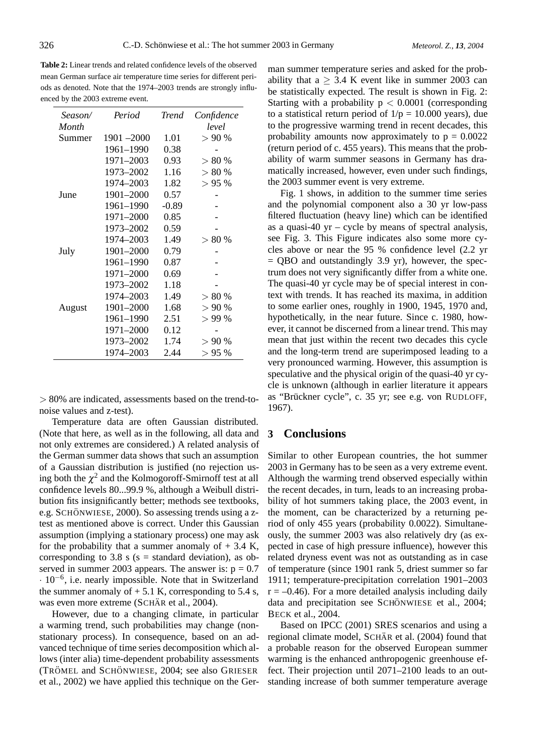**Table 2:** Linear trends and related confidence levels of the observed mean German surface air temperature time series for different periods as denoted. Note that the 1974–2003 trends are strongly influenced by the 2003 extreme event.

| *Season/ Month* | *Period* | *Trend* | *Confidence level* |
|---|---|---|---|
| Summer | 1901 –2000 | 1.01 | > 90 % |
| | 1961–1990 | 0.38 | - |
| | 1971–2003 | 0.93 | > 80 % |
| | 1973–2002 | 1.16 | > 80 % |
| | 1974–2003 | 1.82 | > 95 % |
| June | 1901–2000 | 0.57 | - |
| | 1961–1990 | -0.89 | - |
| | 1971–2000 | 0.85 | - |
| | 1973–2002 | 0.59 | - |
| | 1974–2003 | 1.49 | > 80 % |
| July | 1901–2000 | 0.79 | - |
| | 1961–1990 | 0.87 | - |
| | 1971–2000 | 0.69 | - |
| | 1973–2002 | 1.18 | - |
| | 1974–2003 | 1.49 | > 80 % |
| August | 1901–2000 | 1.68 | > 90 % |
| | 1961–1990 | 2.51 | > 99 % |
| | 1971–2000 | 0.12 | - |
| | 1973–2002 | 1.74 | > 90 % |
| | 1974–2003 | 2.44 | > 95 % |

> 80% are indicated, assessments based on the trend-to-noise values and z-test).

Temperature data are often Gaussian distributed. (Note that here, as well as in the following, all data and not only extremes are considered.) A related analysis of the German summer data shows that such an assumption of a Gaussian distribution is justified (no rejection using both the $\chi^2$ and the Kolmogoroff-Smirnoff test at all confidence levels 80...99.9 %, although a Weibull distribution fits insignificantly better; methods see textbooks, e.g. SCHÖNWIESE, 2000). So assessing trends using a z-test as mentioned above is correct. Under this Gaussian assumption (implying a stationary process) one may ask for the probability that a summer anomaly of + 3.4 K, corresponding to 3.8 s (s = standard deviation), as observed in summer 2003 appears. The answer is: $p = 0.7 \cdot 10^{-6}$, i.e. nearly impossible. Note that in Switzerland the summer anomaly of + 5.1 K, corresponding to 5.4 s, was even more extreme (SCHÄR et al., 2004).

However, due to a changing climate, in particular a warming trend, such probabilities may change (non-stationary process). In consequence, based on an advanced technique of time series decomposition which allows (inter alia) time-dependent probability assessments (TRÖMEL and SCHÖNWIESE, 2004; see also GRIESER et al., 2002) we have applied this technique on the German summer temperature series and asked for the probability that a $\geq$ 3.4 K event like in summer 2003 can be statistically expected. The result is shown in Fig. 2: Starting with a probability $p < 0.0001$ (corresponding to a statistical return period of $1/p$ = 10.000 years), due to the progressive warming trend in recent decades, this probability amounts now approximately to $p = 0.0022$ (return period of c. 455 years). This means that the probability of warm summer seasons in Germany has dramatically increased, however, even under such findings, the 2003 summer event is very extreme.

Fig. 1 shows, in addition to the summer time series and the polynomial component also a 30 yr low-pass filtered fluctuation (heavy line) which can be identified as a quasi-40 yr – cycle by means of spectral analysis, see Fig. 3. This Figure indicates also some more cycles above or near the 95 % confidence level (2.2 yr = QBO and outstandingly 3.9 yr), however, the spectrum does not very significantly differ from a white one. The quasi-40 yr cycle may be of special interest in context with trends. It has reached its maxima, in addition to some earlier ones, roughly in 1900, 1945, 1970 and, hypothetically, in the near future. Since c. 1980, however, it cannot be discerned from a linear trend. This may mean that just within the recent two decades this cycle and the long-term trend are superimposed leading to a very pronounced warming. However, this assumption is speculative and the physical origin of the quasi-40 yr cycle is unknown (although in earlier literature it appears as "Brückner cycle", c. 35 yr; see e.g. von RUDLOFF, 1967).

## 3 Conclusions

Similar to other European countries, the hot summer 2003 in Germany has to be seen as a very extreme event. Although the warming trend observed especially within the recent decades, in turn, leads to an increasing probability of hot summers taking place, the 2003 event, in the moment, can be characterized by a returning period of only 455 years (probability 0.0022). Simultaneously, the summer 2003 was also relatively dry (as expected in case of high pressure influence), however this related dryness event was not as outstanding as in case of temperature (since 1901 rank 5, driest summer so far 1911; temperature-precipitation correlation 1901–2003 $r = -0.46$). For a more detailed analysis including daily data and precipitation see SCHÖNWIESE et al., 2004; BECK et al., 2004.

Based on IPCC (2001) SRES scenarios and using a regional climate model, SCHÄR et al. (2004) found that a probable reason for the observed European summer warming is the enhanced anthropogenic greenhouse effect. Their projection until 2071–2100 leads to an outstanding increase of both summer temperature average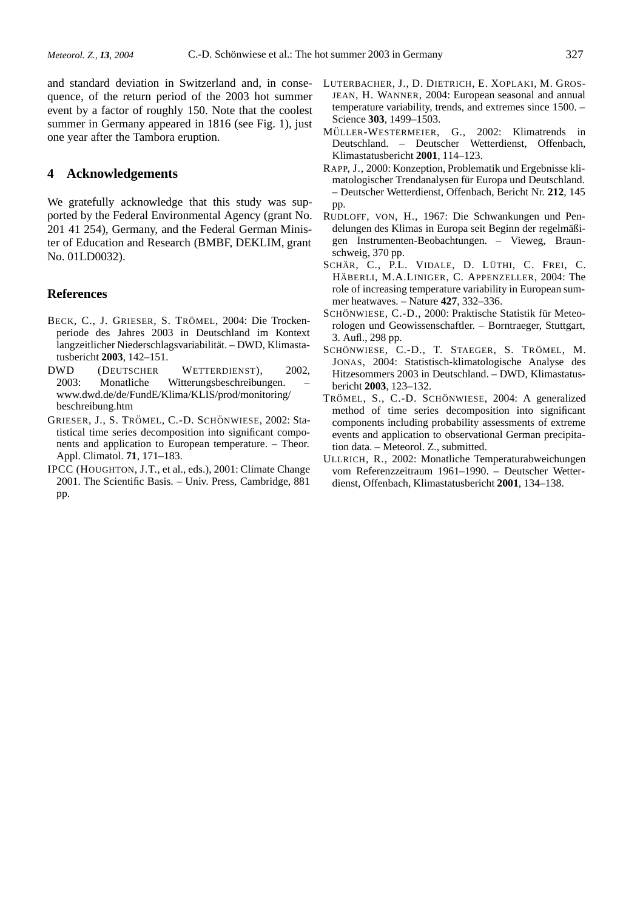and standard deviation in Switzerland and, in consequence, of the return period of the 2003 hot summer event by a factor of roughly 150. Note that the coolest summer in Germany appeared in 1816 (see Fig. 1), just one year after the Tambora eruption.

## 4 Acknowledgements

We gratefully acknowledge that this study was supported by the Federal Environmental Agency (grant No. 201 41 254), Germany, and the Federal German Minister of Education and Research (BMBF, DEKLIM, grant No. 01LD0032).

## References

BECK, C., J. GRIESER, S. TRÖMEL, 2004: Die Trockenperiode des Jahres 2003 in Deutschland im Kontext langzeitlicher Niederschlagsvariabilität. – DWD, Klimastatusbericht **2003**, 142–151.

DWD (DEUTSCHER WETTERDIENST), 2002, 2003: Monatliche Witterungsbeschreibungen. – www.dwd.de/de/FundE/Klima/KLIS/prod/monitoring/beschreibung.htm

GRIESER, J., S. TRÖMEL, C.-D. SCHÖNWIESE, 2002: Statistical time series decomposition into significant components and application to European temperature. – Theor. Appl. Climatol. **71**, 171–183.

IPCC (HOUGHTON, J.T., et al., eds.), 2001: Climate Change 2001. The Scientific Basis. – Univ. Press, Cambridge, 881 pp.

LUTERBACHER, J., D. DIETRICH, E. XOPLAKI, M. GROSJEAN, H. WANNER, 2004: European seasonal and annual temperature variability, trends, and extremes since 1500. – Science **303**, 1499–1503.

MÜLLER-WESTERMEIER, G., 2002: Klimatrends in Deutschland. – Deutscher Wetterdienst, Offenbach, Klimastatusbericht **2001**, 114–123.

RAPP, J., 2000: Konzeption, Problematik und Ergebnisse klimatologischer Trendanalysen für Europa und Deutschland. – Deutscher Wetterdienst, Offenbach, Bericht Nr. **212**, 145 pp.

RUDLOFF, VON, H., 1967: Die Schwankungen und Pendelungen des Klimas in Europa seit Beginn der regelmäßigen Instrumenten-Beobachtungen. – Vieweg, Braunschweig, 370 pp.

SCHÄR, C., P.L. VIDALE, D. LÜTHI, C. FREI, C. HÄBERLI, M.A.LINIGER, C. APPENZELLER, 2004: The role of increasing temperature variability in European summer heatwaves. – Nature **427**, 332–336.

SCHÖNWIESE, C.-D., 2000: Praktische Statistik für Meteorologen und Geowissenschaftler. – Borntraeger, Stuttgart, 3. Aufl., 298 pp.

SCHÖNWIESE, C.-D., T. STAEGER, S. TRÖMEL, M. JONAS, 2004: Statistisch-klimatologische Analyse des Hitzesommers 2003 in Deutschland. – DWD, Klimastatusbericht **2003**, 123–132.

TRÖMEL, S., C.-D. SCHÖNWIESE, 2004: A generalized method of time series decomposition into significant components including probability assessments of extreme events and application to observational German precipitation data. – Meteorol. Z., submitted.

ULLRICH, R., 2002: Monatliche Temperaturabweichungen vom Referenzzeitraum 1961–1990. – Deutscher Wetterdienst, Offenbach, Klimastatusbericht **2001**, 134–138.